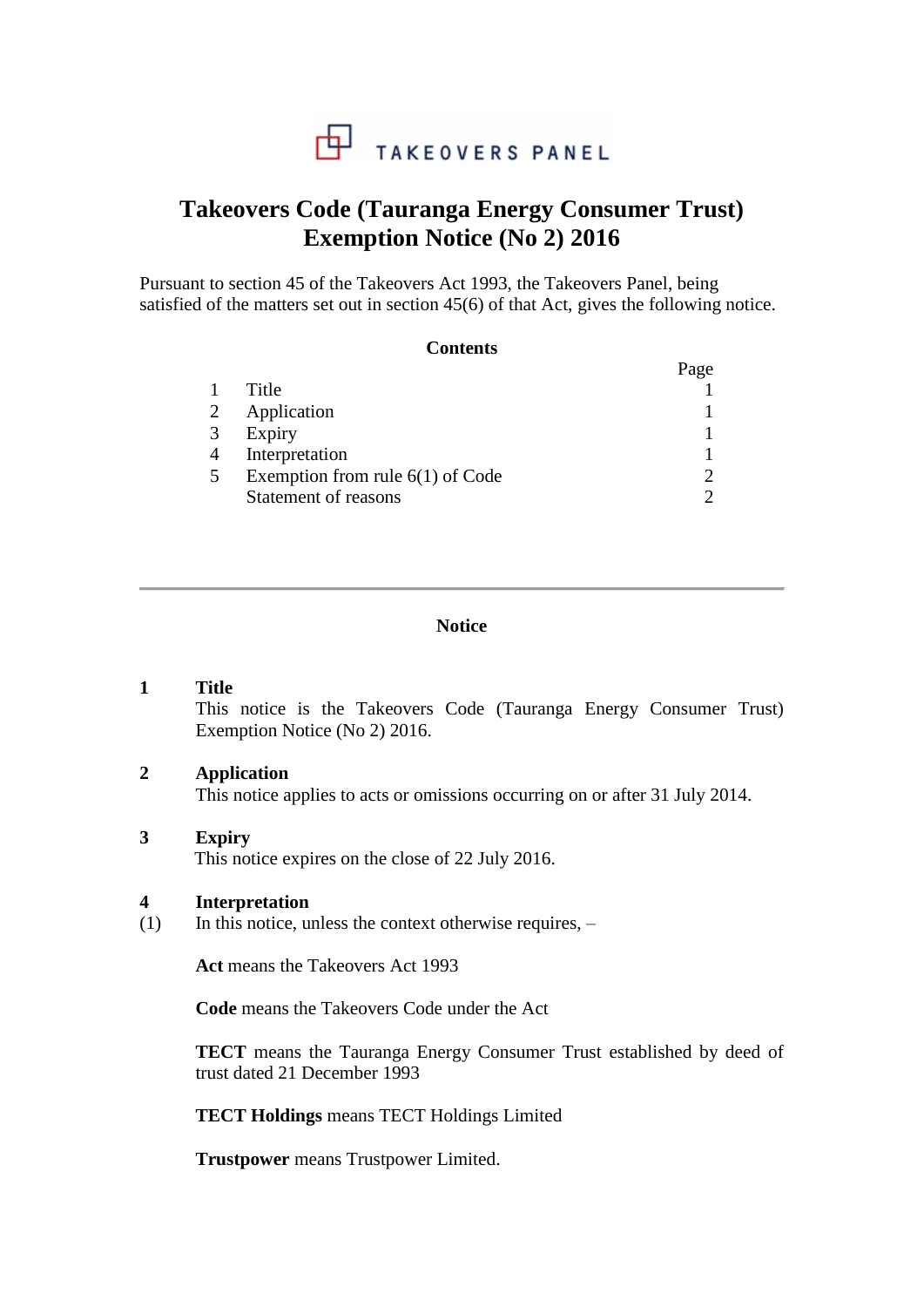TAKEOVERS PANEL

# Takeovers Code (Tauranga Energy Consumer Trust) Exemption Notice (No 2) 2016

Pursuant to section 45 of the Takeovers Act 1993, the Takeovers Panel, being satisfied of the matters set out in section 45(6) of that Act, gives the following notice.

## Contents

| | | Page |
|---|---|---|
| 1 | Title | 1 |
| 2 | Application | 1 |
| 3 | Expiry | 1 |
| 4 | Interpretation | 1 |
| 5 | Exemption from rule 6(1) of Code | 2 |
| | Statement of reasons | 2 |

---

## Notice

**1 Title**

This notice is the Takeovers Code (Tauranga Energy Consumer Trust) Exemption Notice (No 2) 2016.

**2 Application**

This notice applies to acts or omissions occurring on or after 31 July 2014.

**3 Expiry**

This notice expires on the close of 22 July 2016.

**4 Interpretation**

(1) In this notice, unless the context otherwise requires, –

**Act** means the Takeovers Act 1993

**Code** means the Takeovers Code under the Act

**TECT** means the Tauranga Energy Consumer Trust established by deed of trust dated 21 December 1993

**TECT Holdings** means TECT Holdings Limited

**Trustpower** means Trustpower Limited.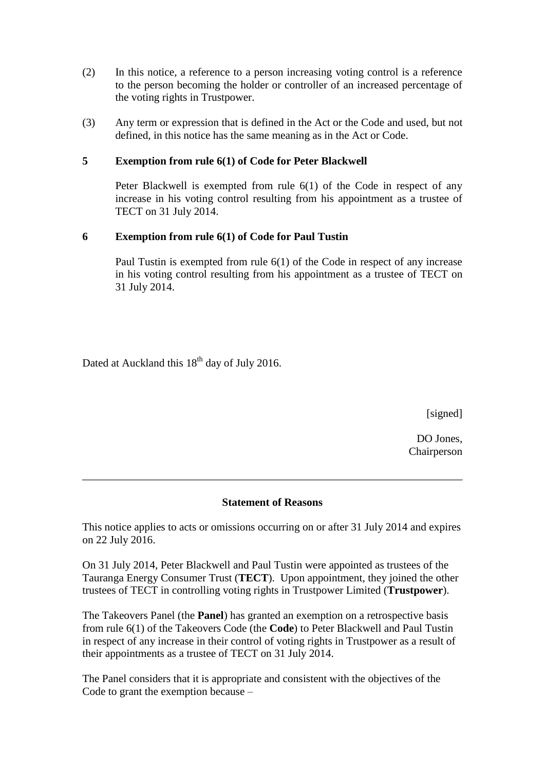(2) In this notice, a reference to a person increasing voting control is a reference to the person becoming the holder or controller of an increased percentage of the voting rights in Trustpower.

(3) Any term or expression that is defined in the Act or the Code and used, but not defined, in this notice has the same meaning as in the Act or Code.

### 5 Exemption from rule 6(1) of Code for Peter Blackwell

Peter Blackwell is exempted from rule 6(1) of the Code in respect of any increase in his voting control resulting from his appointment as a trustee of TECT on 31 July 2014.

### 6 Exemption from rule 6(1) of Code for Paul Tustin

Paul Tustin is exempted from rule 6(1) of the Code in respect of any increase in his voting control resulting from his appointment as a trustee of TECT on 31 July 2014.

Dated at Auckland this 18th day of July 2016.

[signed]

DO Jones,
Chairperson

---

## Statement of Reasons

This notice applies to acts or omissions occurring on or after 31 July 2014 and expires on 22 July 2016.

On 31 July 2014, Peter Blackwell and Paul Tustin were appointed as trustees of the Tauranga Energy Consumer Trust (**TECT**). Upon appointment, they joined the other trustees of TECT in controlling voting rights in Trustpower Limited (**Trustpower**).

The Takeovers Panel (the **Panel**) has granted an exemption on a retrospective basis from rule 6(1) of the Takeovers Code (the **Code**) to Peter Blackwell and Paul Tustin in respect of any increase in their control of voting rights in Trustpower as a result of their appointments as a trustee of TECT on 31 July 2014.

The Panel considers that it is appropriate and consistent with the objectives of the Code to grant the exemption because –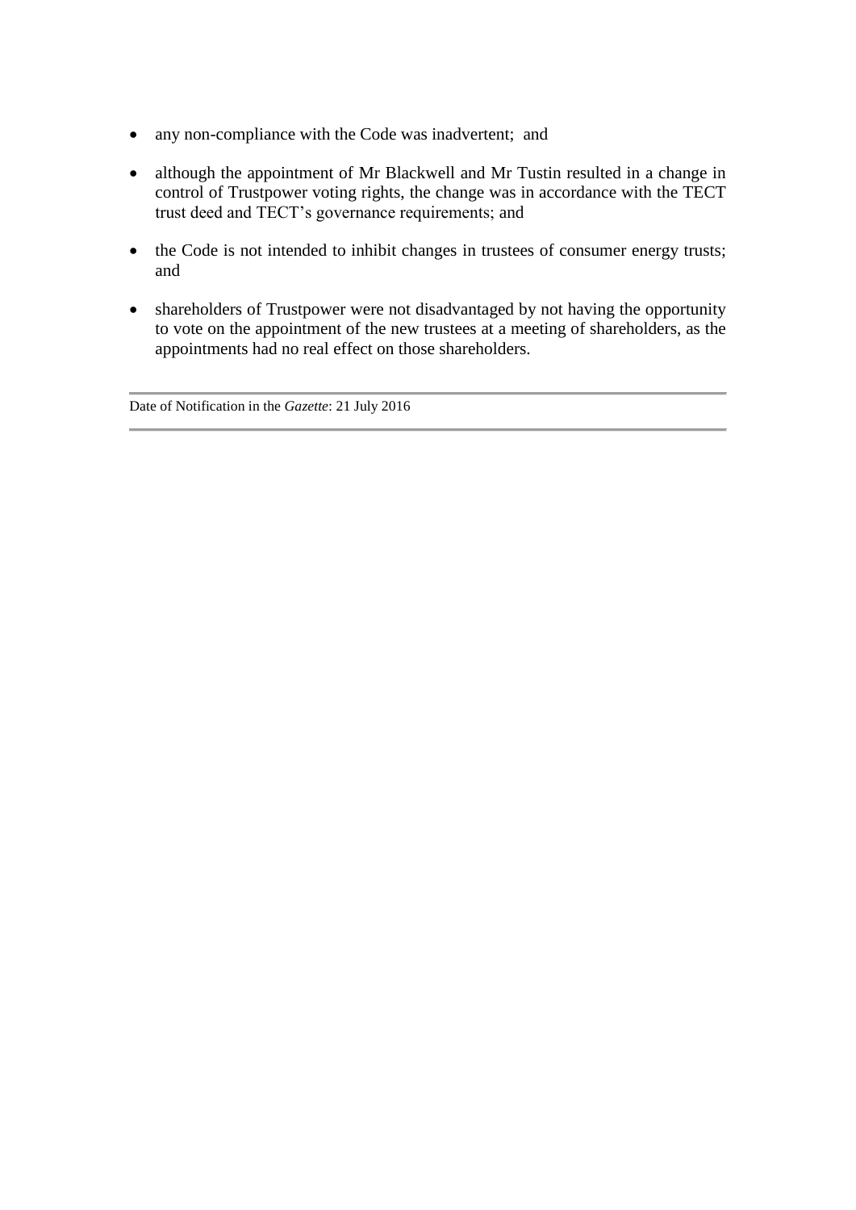- any non-compliance with the Code was inadvertent;  and
- although the appointment of Mr Blackwell and Mr Tustin resulted in a change in control of Trustpower voting rights, the change was in accordance with the TECT trust deed and TECT's governance requirements; and
- the Code is not intended to inhibit changes in trustees of consumer energy trusts; and
- shareholders of Trustpower were not disadvantaged by not having the opportunity to vote on the appointment of the new trustees at a meeting of shareholders, as the appointments had no real effect on those shareholders.

---

Date of Notification in the *Gazette*: 21 July 2016

---